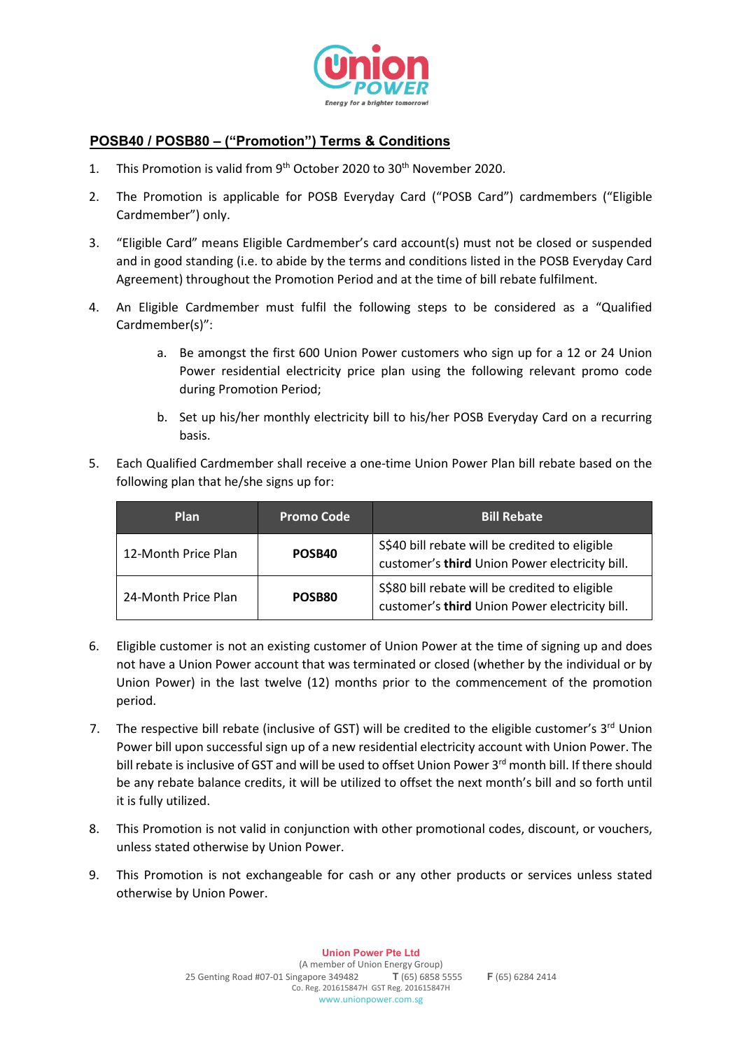## POSB40 / POSB80 – ("Promotion") Terms & Conditions

1. This Promotion is valid from 9th October 2020 to 30th November 2020.
2. The Promotion is applicable for POSB Everyday Card ("POSB Card") cardmembers ("Eligible Cardmember") only.
3. "Eligible Card" means Eligible Cardmember's card account(s) must not be closed or suspended and in good standing (i.e. to abide by the terms and conditions listed in the POSB Everyday Card Agreement) throughout the Promotion Period and at the time of bill rebate fulfilment.
4. An Eligible Cardmember must fulfil the following steps to be considered as a "Qualified Cardmember(s)":
   a. Be amongst the first 600 Union Power customers who sign up for a 12 or 24 Union Power residential electricity price plan using the following relevant promo code during Promotion Period;
   b. Set up his/her monthly electricity bill to his/her POSB Everyday Card on a recurring basis.
5. Each Qualified Cardmember shall receive a one-time Union Power Plan bill rebate based on the following plan that he/she signs up for:

| Plan | Promo Code | Bill Rebate |
|---|---|---|
| 12-Month Price Plan | **POSB40** | S$40 bill rebate will be credited to eligible customer's **third** Union Power electricity bill. |
| 24-Month Price Plan | **POSB80** | S$80 bill rebate will be credited to eligible customer's **third** Union Power electricity bill. |

6. Eligible customer is not an existing customer of Union Power at the time of signing up and does not have a Union Power account that was terminated or closed (whether by the individual or by Union Power) in the last twelve (12) months prior to the commencement of the promotion period.
7. The respective bill rebate (inclusive of GST) will be credited to the eligible customer's 3rd Union Power bill upon successful sign up of a new residential electricity account with Union Power. The bill rebate is inclusive of GST and will be used to offset Union Power 3rd month bill. If there should be any rebate balance credits, it will be utilized to offset the next month's bill and so forth until it is fully utilized.
8. This Promotion is not valid in conjunction with other promotional codes, discount, or vouchers, unless stated otherwise by Union Power.
9. This Promotion is not exchangeable for cash or any other products or services unless stated otherwise by Union Power.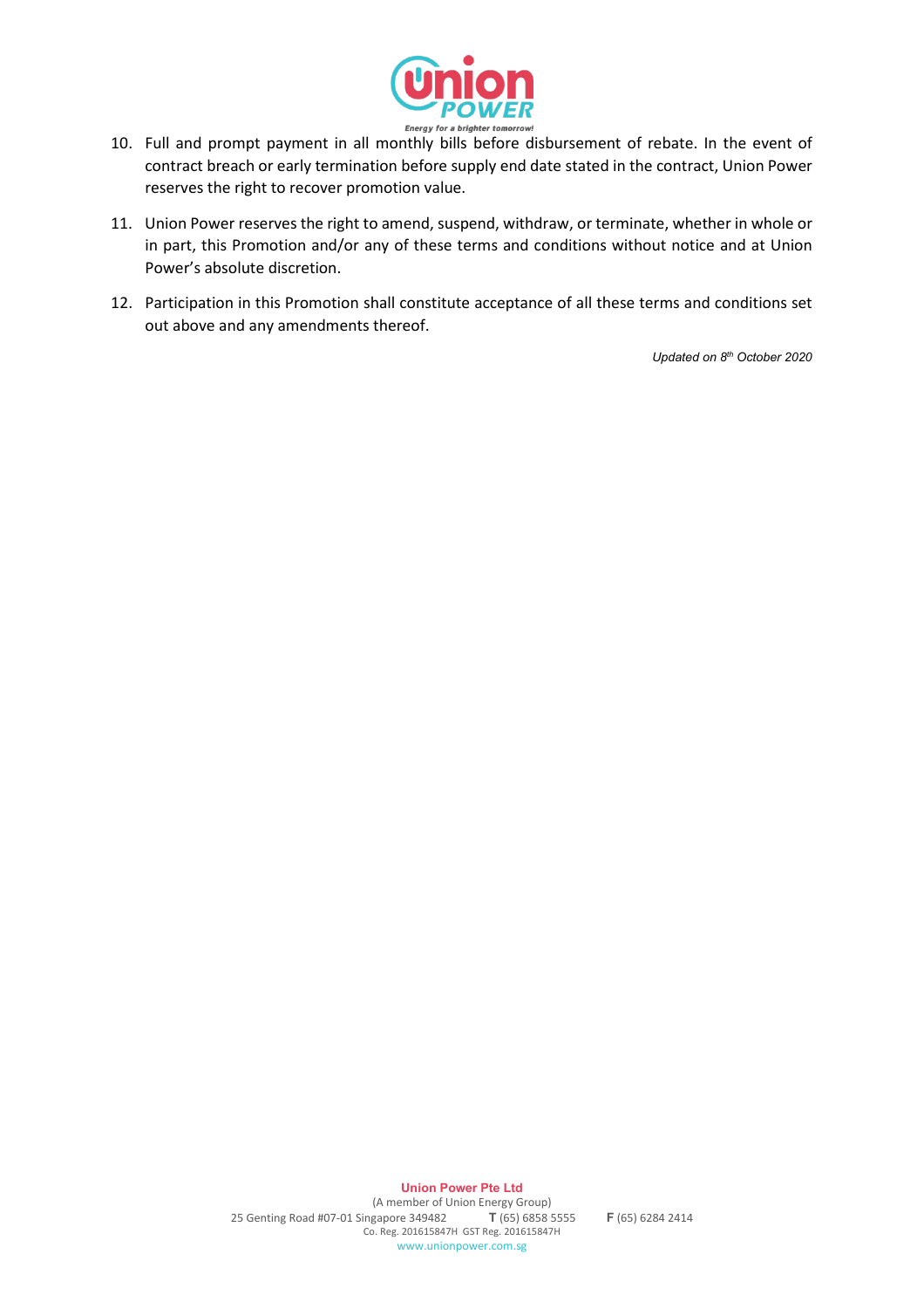10. Full and prompt payment in all monthly bills before disbursement of rebate. In the event of contract breach or early termination before supply end date stated in the contract, Union Power reserves the right to recover promotion value.

11. Union Power reserves the right to amend, suspend, withdraw, or terminate, whether in whole or in part, this Promotion and/or any of these terms and conditions without notice and at Union Power's absolute discretion.

12. Participation in this Promotion shall constitute acceptance of all these terms and conditions set out above and any amendments thereof.

*Updated on 8th October 2020*